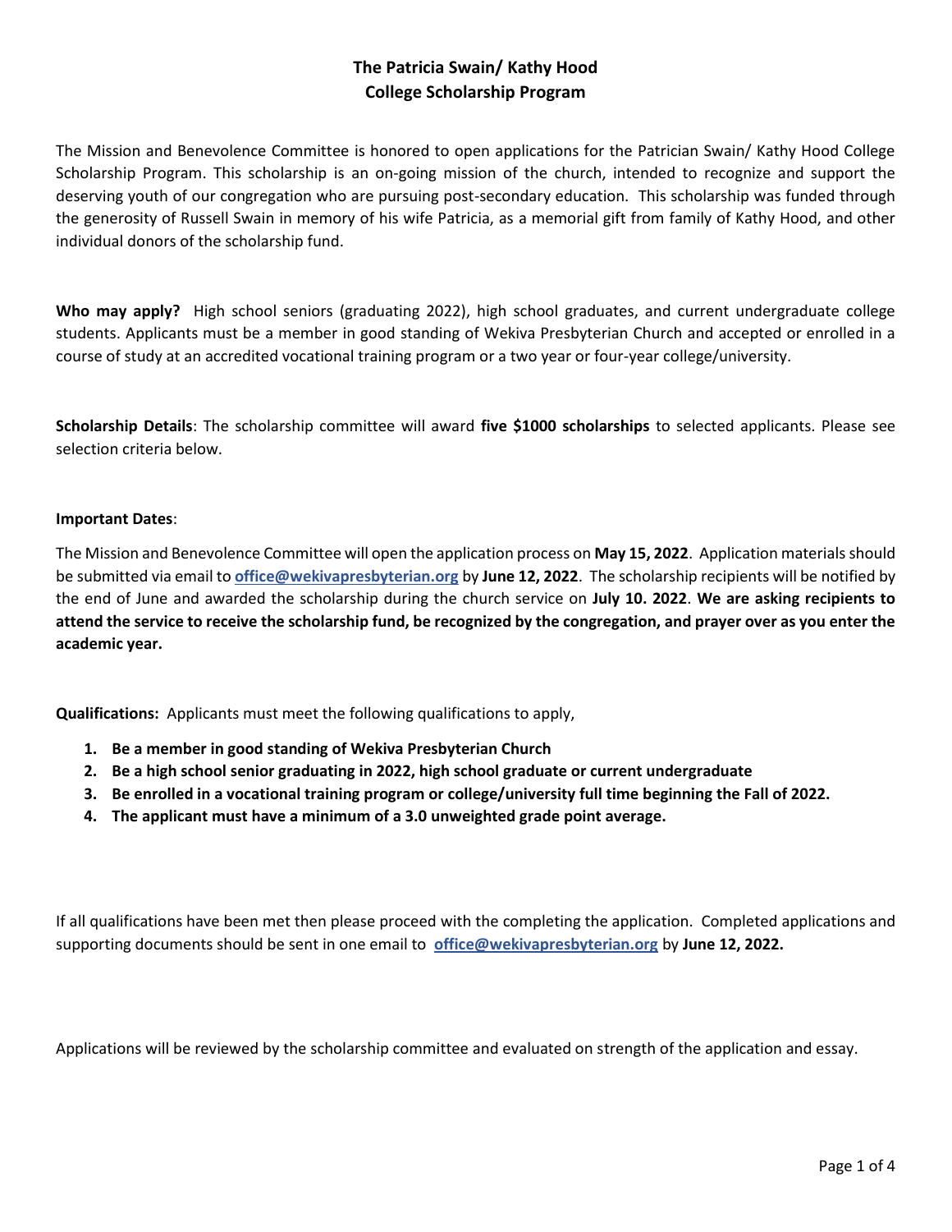# The Patricia Swain/ Kathy Hood
# College Scholarship Program

The Mission and Benevolence Committee is honored to open applications for the Patrician Swain/ Kathy Hood College Scholarship Program. This scholarship is an on-going mission of the church, intended to recognize and support the deserving youth of our congregation who are pursuing post-secondary education. This scholarship was funded through the generosity of Russell Swain in memory of his wife Patricia, as a memorial gift from family of Kathy Hood, and other individual donors of the scholarship fund.

**Who may apply?** High school seniors (graduating 2022), high school graduates, and current undergraduate college students. Applicants must be a member in good standing of Wekiva Presbyterian Church and accepted or enrolled in a course of study at an accredited vocational training program or a two year or four-year college/university.

**Scholarship Details**: The scholarship committee will award **five $1000 scholarships** to selected applicants. Please see selection criteria below.

**Important Dates**:

The Mission and Benevolence Committee will open the application process on **May 15, 2022**. Application materials should be submitted via email to **office@wekivapresbyterian.org** by **June 12, 2022**. The scholarship recipients will be notified by the end of June and awarded the scholarship during the church service on **July 10. 2022**. **We are asking recipients to attend the service to receive the scholarship fund, be recognized by the congregation, and prayer over as you enter the academic year.**

**Qualifications:** Applicants must meet the following qualifications to apply,

1. **Be a member in good standing of Wekiva Presbyterian Church**
2. **Be a high school senior graduating in 2022, high school graduate or current undergraduate**
3. **Be enrolled in a vocational training program or college/university full time beginning the Fall of 2022.**
4. **The applicant must have a minimum of a 3.0 unweighted grade point average.**

If all qualifications have been met then please proceed with the completing the application. Completed applications and supporting documents should be sent in one email to office@wekivapresbyterian.org by **June 12, 2022.**

Applications will be reviewed by the scholarship committee and evaluated on strength of the application and essay.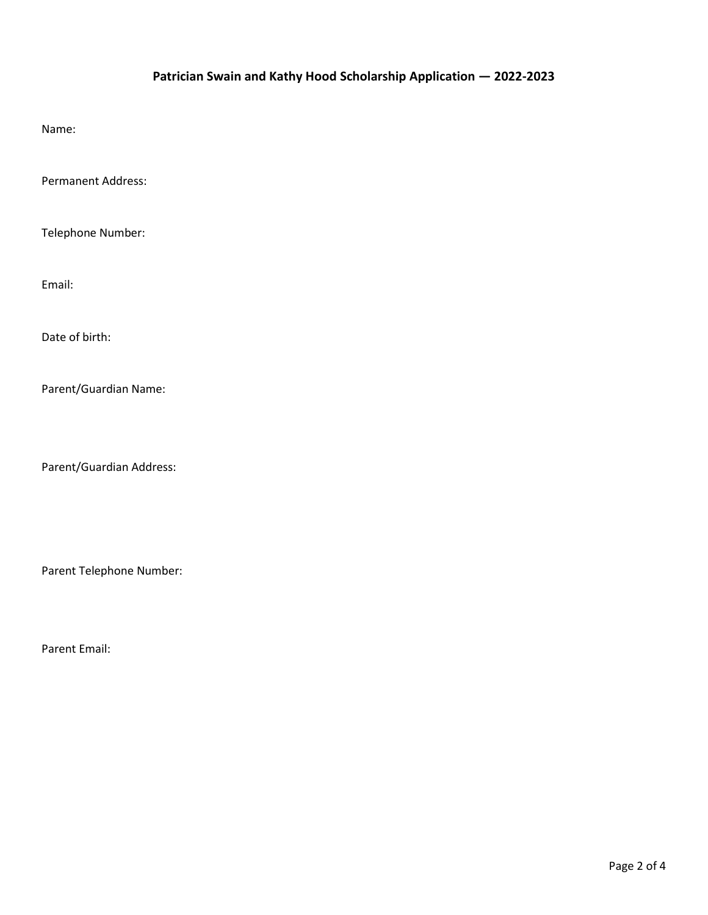## Patrician Swain and Kathy Hood Scholarship Application — 2022-2023

Name:

Permanent Address:

Telephone Number:

Email:

Date of birth:

Parent/Guardian Name:

Parent/Guardian Address:

Parent Telephone Number:

Parent Email: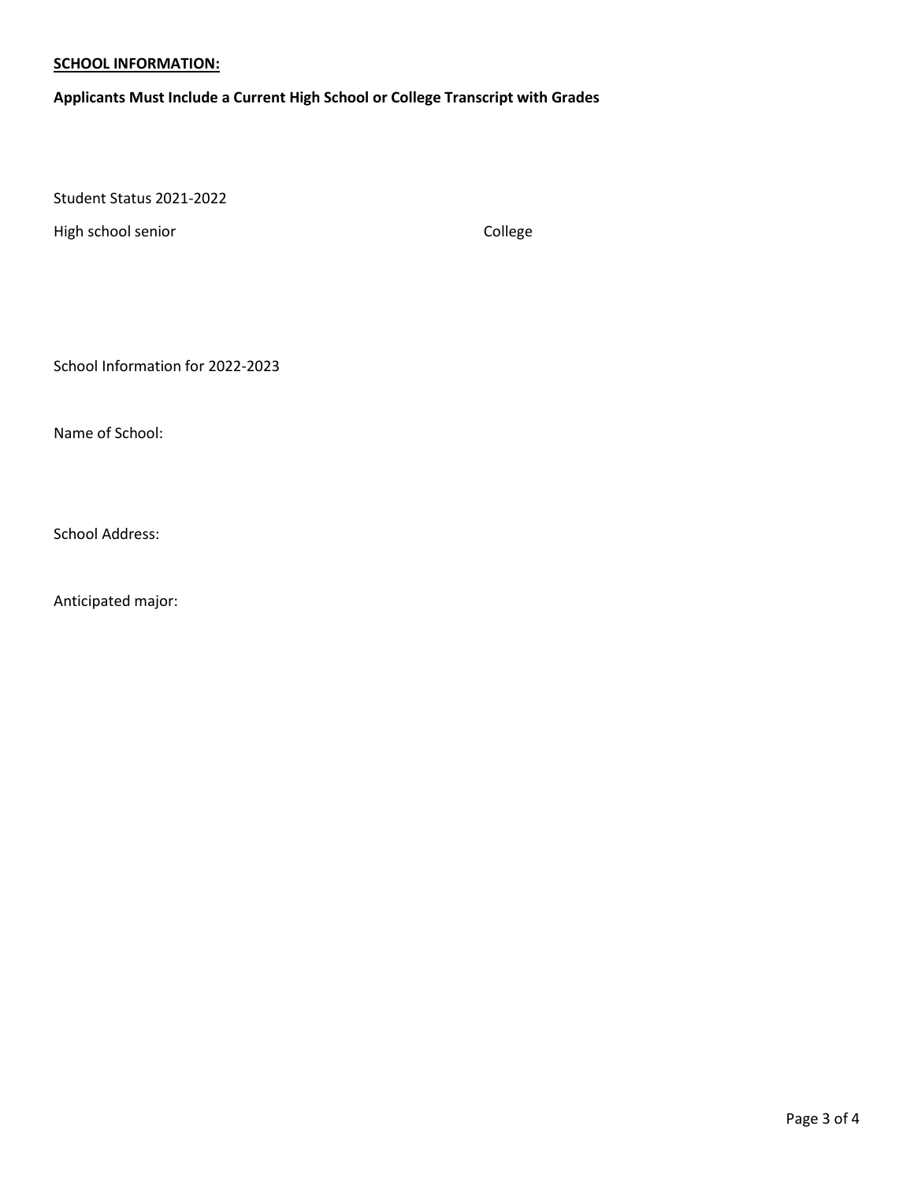**SCHOOL INFORMATION:**

**Applicants Must Include a Current High School or College Transcript with Grades**

Student Status 2021-2022

High school senior

College

School Information for 2022-2023

Name of School:

School Address:

Anticipated major: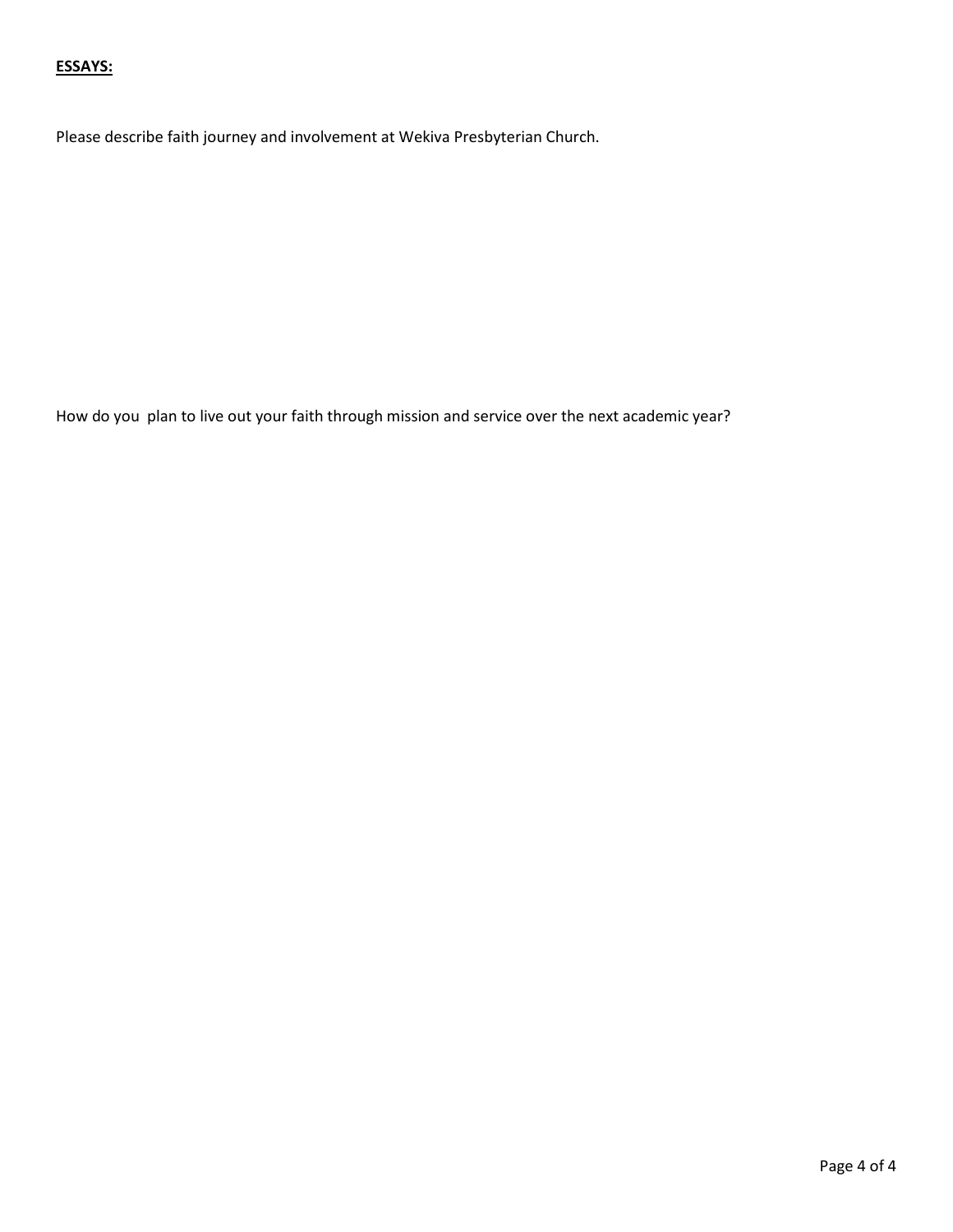**ESSAYS:**

Please describe faith journey and involvement at Wekiva Presbyterian Church.

How do you  plan to live out your faith through mission and service over the next academic year?